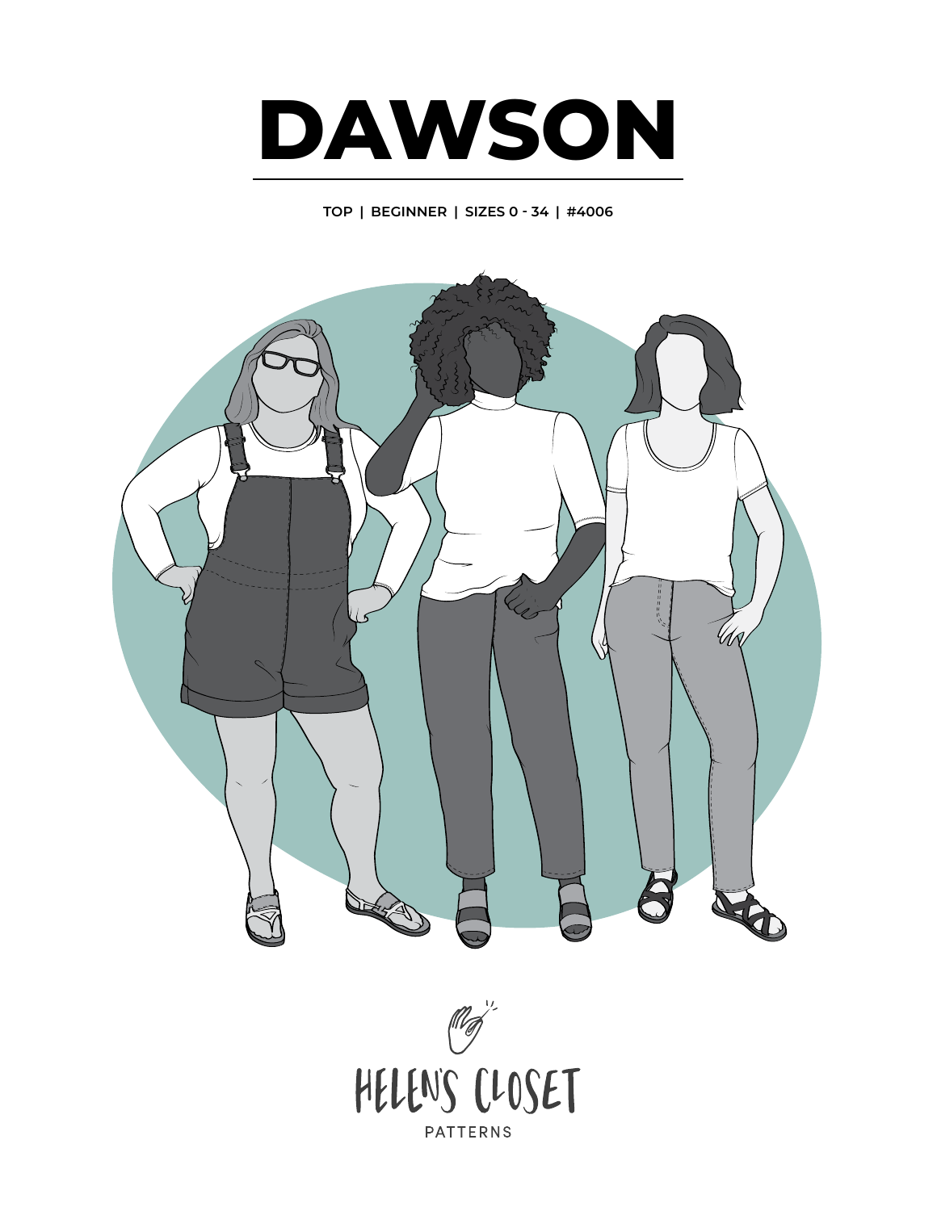# DAWSON

TOP | BEGINNER | SIZES 0 - 34 | #4006

HELEN'S CLOSET

PATTERNS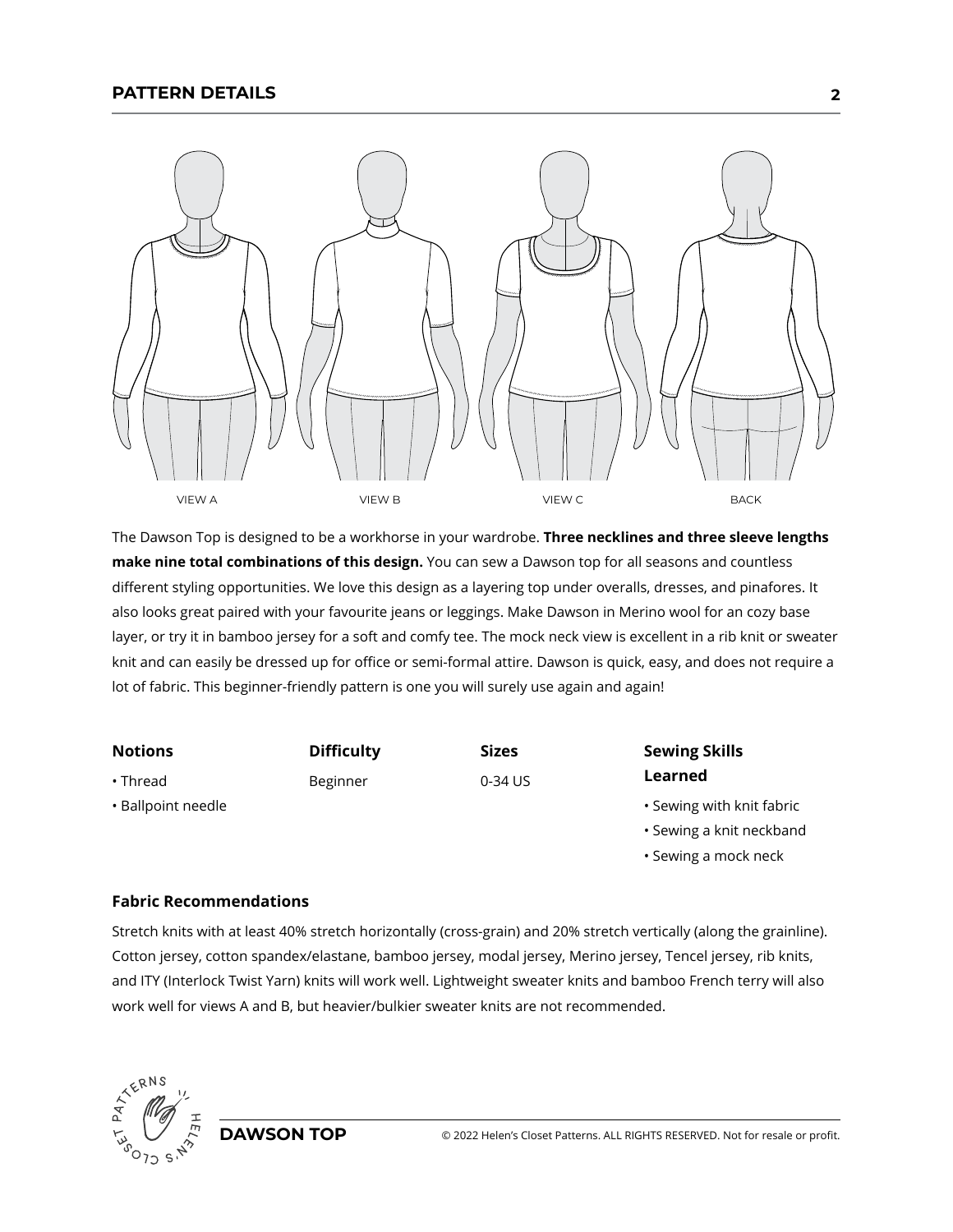## PATTERN DETAILS

VIEW A VIEW B VIEW C BACK

The Dawson Top is designed to be a workhorse in your wardrobe. **Three necklines and three sleeve lengths make nine total combinations of this design.** You can sew a Dawson top for all seasons and countless different styling opportunities. We love this design as a layering top under overalls, dresses, and pinafores. It also looks great paired with your favourite jeans or leggings. Make Dawson in Merino wool for an cozy base layer, or try it in bamboo jersey for a soft and comfy tee. The mock neck view is excellent in a rib knit or sweater knit and can easily be dressed up for office or semi-formal attire. Dawson is quick, easy, and does not require a lot of fabric. This beginner-friendly pattern is one you will surely use again and again!

**Notions**

- Thread
- Ballpoint needle

**Difficulty**

Beginner

**Sizes**

0-34 US

**Sewing Skills Learned**

- Sewing with knit fabric
- Sewing a knit neckband
- Sewing a mock neck

**Fabric Recommendations**

Stretch knits with at least 40% stretch horizontally (cross-grain) and 20% stretch vertically (along the grainline). Cotton jersey, cotton spandex/elastane, bamboo jersey, modal jersey, Merino jersey, Tencel jersey, rib knits, and ITY (Interlock Twist Yarn) knits will work well. Lightweight sweater knits and bamboo French terry will also work well for views A and B, but heavier/bulkier sweater knits are not recommended.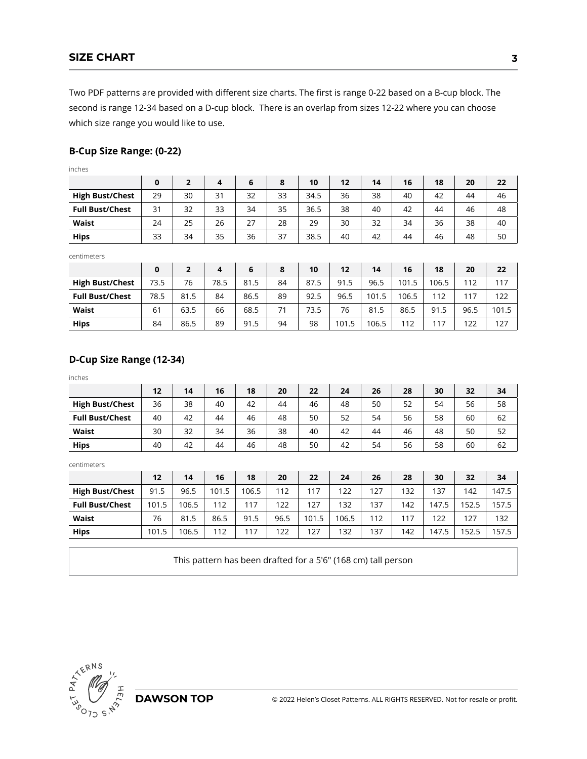## SIZE CHART

Two PDF patterns are provided with different size charts. The first is range 0-22 based on a B-cup block. The second is range 12-34 based on a D-cup block. There is an overlap from sizes 12-22 where you can choose which size range you would like to use.

### B-Cup Size Range: (0-22)

inches

| | 0 | 2 | 4 | 6 | 8 | 10 | 12 | 14 | 16 | 18 | 20 | 22 |
|---|---|---|---|---|---|---|---|---|---|---|---|---|
| **High Bust/Chest** | 29 | 30 | 31 | 32 | 33 | 34.5 | 36 | 38 | 40 | 42 | 44 | 46 |
| **Full Bust/Chest** | 31 | 32 | 33 | 34 | 35 | 36.5 | 38 | 40 | 42 | 44 | 46 | 48 |
| **Waist** | 24 | 25 | 26 | 27 | 28 | 29 | 30 | 32 | 34 | 36 | 38 | 40 |
| **Hips** | 33 | 34 | 35 | 36 | 37 | 38.5 | 40 | 42 | 44 | 46 | 48 | 50 |

centimeters

| | 0 | 2 | 4 | 6 | 8 | 10 | 12 | 14 | 16 | 18 | 20 | 22 |
|---|---|---|---|---|---|---|---|---|---|---|---|---|
| **High Bust/Chest** | 73.5 | 76 | 78.5 | 81.5 | 84 | 87.5 | 91.5 | 96.5 | 101.5 | 106.5 | 112 | 117 |
| **Full Bust/Chest** | 78.5 | 81.5 | 84 | 86.5 | 89 | 92.5 | 96.5 | 101.5 | 106.5 | 112 | 117 | 122 |
| **Waist** | 61 | 63.5 | 66 | 68.5 | 71 | 73.5 | 76 | 81.5 | 86.5 | 91.5 | 96.5 | 101.5 |
| **Hips** | 84 | 86.5 | 89 | 91.5 | 94 | 98 | 101.5 | 106.5 | 112 | 117 | 122 | 127 |

### D-Cup Size Range (12-34)

inches

| | 12 | 14 | 16 | 18 | 20 | 22 | 24 | 26 | 28 | 30 | 32 | 34 |
|---|---|---|---|---|---|---|---|---|---|---|---|---|
| **High Bust/Chest** | 36 | 38 | 40 | 42 | 44 | 46 | 48 | 50 | 52 | 54 | 56 | 58 |
| **Full Bust/Chest** | 40 | 42 | 44 | 46 | 48 | 50 | 52 | 54 | 56 | 58 | 60 | 62 |
| **Waist** | 30 | 32 | 34 | 36 | 38 | 40 | 42 | 44 | 46 | 48 | 50 | 52 |
| **Hips** | 40 | 42 | 44 | 46 | 48 | 50 | 42 | 54 | 56 | 58 | 60 | 62 |

centimeters

| | 12 | 14 | 16 | 18 | 20 | 22 | 24 | 26 | 28 | 30 | 32 | 34 |
|---|---|---|---|---|---|---|---|---|---|---|---|---|
| **High Bust/Chest** | 91.5 | 96.5 | 101.5 | 106.5 | 112 | 117 | 122 | 127 | 132 | 137 | 142 | 147.5 |
| **Full Bust/Chest** | 101.5 | 106.5 | 112 | 117 | 122 | 127 | 132 | 137 | 142 | 147.5 | 152.5 | 157.5 |
| **Waist** | 76 | 81.5 | 86.5 | 91.5 | 96.5 | 101.5 | 106.5 | 112 | 117 | 122 | 127 | 132 |
| **Hips** | 101.5 | 106.5 | 112 | 117 | 122 | 127 | 132 | 137 | 142 | 147.5 | 152.5 | 157.5 |

This pattern has been drafted for a 5'6" (168 cm) tall person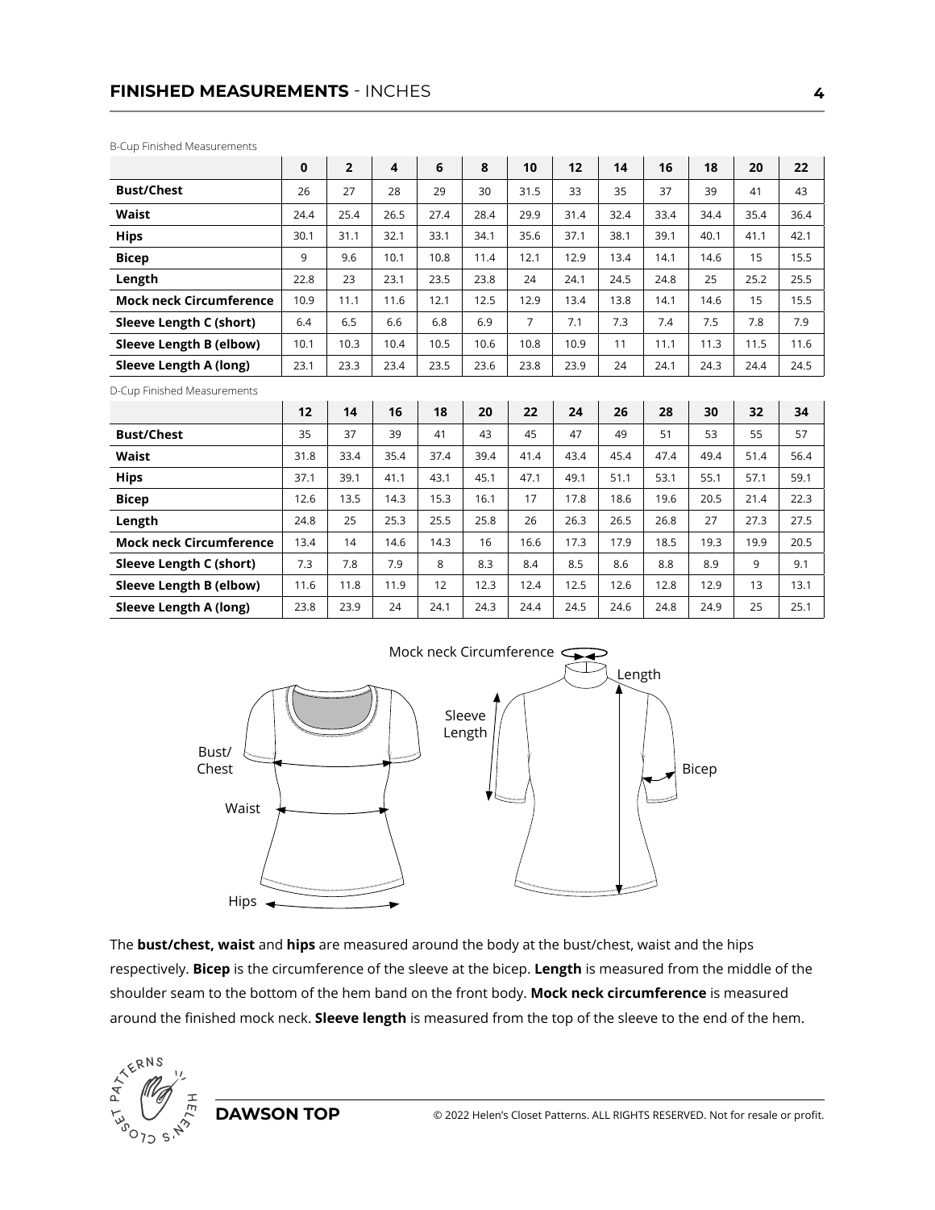## **FINISHED MEASUREMENTS** - INCHES

B-Cup Finished Measurements

| | 0 | 2 | 4 | 6 | 8 | 10 | 12 | 14 | 16 | 18 | 20 | 22 |
|---|---|---|---|---|---|---|---|---|---|---|---|---|
| **Bust/Chest** | 26 | 27 | 28 | 29 | 30 | 31.5 | 33 | 35 | 37 | 39 | 41 | 43 |
| **Waist** | 24.4 | 25.4 | 26.5 | 27.4 | 28.4 | 29.9 | 31.4 | 32.4 | 33.4 | 34.4 | 35.4 | 36.4 |
| **Hips** | 30.1 | 31.1 | 32.1 | 33.1 | 34.1 | 35.6 | 37.1 | 38.1 | 39.1 | 40.1 | 41.1 | 42.1 |
| **Bicep** | 9 | 9.6 | 10.1 | 10.8 | 11.4 | 12.1 | 12.9 | 13.4 | 14.1 | 14.6 | 15 | 15.5 |
| **Length** | 22.8 | 23 | 23.1 | 23.5 | 23.8 | 24 | 24.1 | 24.5 | 24.8 | 25 | 25.2 | 25.5 |
| **Mock neck Circumference** | 10.9 | 11.1 | 11.6 | 12.1 | 12.5 | 12.9 | 13.4 | 13.8 | 14.1 | 14.6 | 15 | 15.5 |
| **Sleeve Length C (short)** | 6.4 | 6.5 | 6.6 | 6.8 | 6.9 | 7 | 7.1 | 7.3 | 7.4 | 7.5 | 7.8 | 7.9 |
| **Sleeve Length B (elbow)** | 10.1 | 10.3 | 10.4 | 10.5 | 10.6 | 10.8 | 10.9 | 11 | 11.1 | 11.3 | 11.5 | 11.6 |
| **Sleeve Length A (long)** | 23.1 | 23.3 | 23.4 | 23.5 | 23.6 | 23.8 | 23.9 | 24 | 24.1 | 24.3 | 24.4 | 24.5 |

D-Cup Finished Measurements

| | 12 | 14 | 16 | 18 | 20 | 22 | 24 | 26 | 28 | 30 | 32 | 34 |
|---|---|---|---|---|---|---|---|---|---|---|---|---|
| **Bust/Chest** | 35 | 37 | 39 | 41 | 43 | 45 | 47 | 49 | 51 | 53 | 55 | 57 |
| **Waist** | 31.8 | 33.4 | 35.4 | 37.4 | 39.4 | 41.4 | 43.4 | 45.4 | 47.4 | 49.4 | 51.4 | 56.4 |
| **Hips** | 37.1 | 39.1 | 41.1 | 43.1 | 45.1 | 47.1 | 49.1 | 51.1 | 53.1 | 55.1 | 57.1 | 59.1 |
| **Bicep** | 12.6 | 13.5 | 14.3 | 15.3 | 16.1 | 17 | 17.8 | 18.6 | 19.6 | 20.5 | 21.4 | 22.3 |
| **Length** | 24.8 | 25 | 25.3 | 25.5 | 25.8 | 26 | 26.3 | 26.5 | 26.8 | 27 | 27.3 | 27.5 |
| **Mock neck Circumference** | 13.4 | 14 | 14.6 | 14.3 | 16 | 16.6 | 17.3 | 17.9 | 18.5 | 19.3 | 19.9 | 20.5 |
| **Sleeve Length C (short)** | 7.3 | 7.8 | 7.9 | 8 | 8.3 | 8.4 | 8.5 | 8.6 | 8.8 | 8.9 | 9 | 9.1 |
| **Sleeve Length B (elbow)** | 11.6 | 11.8 | 11.9 | 12 | 12.3 | 12.4 | 12.5 | 12.6 | 12.8 | 12.9 | 13 | 13.1 |
| **Sleeve Length A (long)** | 23.8 | 23.9 | 24 | 24.1 | 24.3 | 24.4 | 24.5 | 24.6 | 24.8 | 24.9 | 25 | 25.1 |

The **bust/chest, waist** and **hips** are measured around the body at the bust/chest, waist and the hips respectively. **Bicep** is the circumference of the sleeve at the bicep. **Length** is measured from the middle of the shoulder seam to the bottom of the hem band on the front body. **Mock neck circumference** is measured around the finished mock neck. **Sleeve length** is measured from the top of the sleeve to the end of the hem.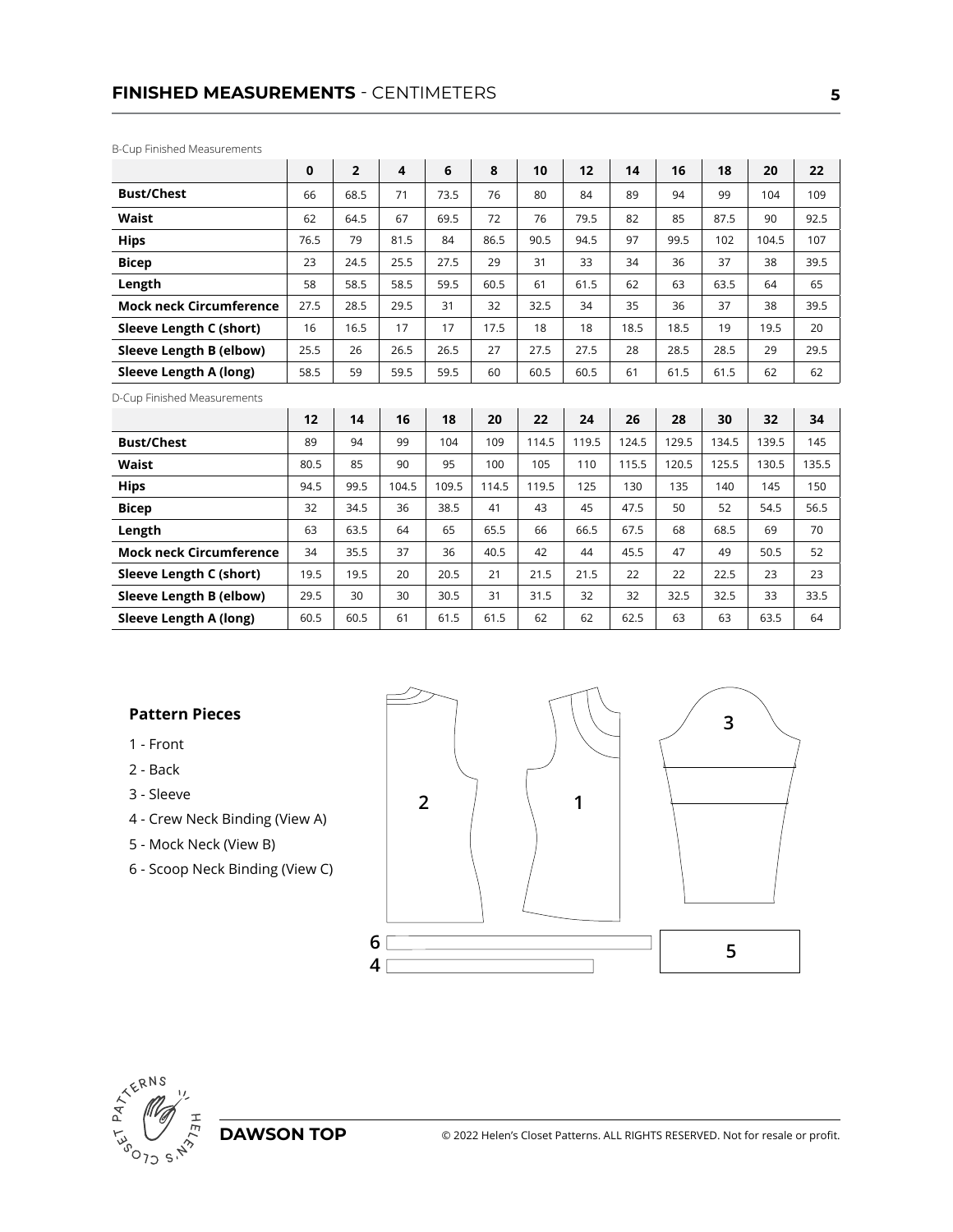## FINISHED MEASUREMENTS - CENTIMETERS

B-Cup Finished Measurements

| | 0 | 2 | 4 | 6 | 8 | 10 | 12 | 14 | 16 | 18 | 20 | 22 |
|---|---|---|---|---|---|---|---|---|---|---|---|---|
| **Bust/Chest** | 66 | 68.5 | 71 | 73.5 | 76 | 80 | 84 | 89 | 94 | 99 | 104 | 109 |
| **Waist** | 62 | 64.5 | 67 | 69.5 | 72 | 76 | 79.5 | 82 | 85 | 87.5 | 90 | 92.5 |
| **Hips** | 76.5 | 79 | 81.5 | 84 | 86.5 | 90.5 | 94.5 | 97 | 99.5 | 102 | 104.5 | 107 |
| **Bicep** | 23 | 24.5 | 25.5 | 27.5 | 29 | 31 | 33 | 34 | 36 | 37 | 38 | 39.5 |
| **Length** | 58 | 58.5 | 58.5 | 59.5 | 60.5 | 61 | 61.5 | 62 | 63 | 63.5 | 64 | 65 |
| **Mock neck Circumference** | 27.5 | 28.5 | 29.5 | 31 | 32 | 32.5 | 34 | 35 | 36 | 37 | 38 | 39.5 |
| **Sleeve Length C (short)** | 16 | 16.5 | 17 | 17 | 17.5 | 18 | 18 | 18.5 | 18.5 | 19 | 19.5 | 20 |
| **Sleeve Length B (elbow)** | 25.5 | 26 | 26.5 | 26.5 | 27 | 27.5 | 27.5 | 28 | 28.5 | 28.5 | 29 | 29.5 |
| **Sleeve Length A (long)** | 58.5 | 59 | 59.5 | 59.5 | 60 | 60.5 | 60.5 | 61 | 61.5 | 61.5 | 62 | 62 |

D-Cup Finished Measurements

| | 12 | 14 | 16 | 18 | 20 | 22 | 24 | 26 | 28 | 30 | 32 | 34 |
|---|---|---|---|---|---|---|---|---|---|---|---|---|
| **Bust/Chest** | 89 | 94 | 99 | 104 | 109 | 114.5 | 119.5 | 124.5 | 129.5 | 134.5 | 139.5 | 145 |
| **Waist** | 80.5 | 85 | 90 | 95 | 100 | 105 | 110 | 115.5 | 120.5 | 125.5 | 130.5 | 135.5 |
| **Hips** | 94.5 | 99.5 | 104.5 | 109.5 | 114.5 | 119.5 | 125 | 130 | 135 | 140 | 145 | 150 |
| **Bicep** | 32 | 34.5 | 36 | 38.5 | 41 | 43 | 45 | 47.5 | 50 | 52 | 54.5 | 56.5 |
| **Length** | 63 | 63.5 | 64 | 65 | 65.5 | 66 | 66.5 | 67.5 | 68 | 68.5 | 69 | 70 |
| **Mock neck Circumference** | 34 | 35.5 | 37 | 36 | 40.5 | 42 | 44 | 45.5 | 47 | 49 | 50.5 | 52 |
| **Sleeve Length C (short)** | 19.5 | 19.5 | 20 | 20.5 | 21 | 21.5 | 21.5 | 22 | 22 | 22.5 | 23 | 23 |
| **Sleeve Length B (elbow)** | 29.5 | 30 | 30 | 30.5 | 31 | 31.5 | 32 | 32 | 32.5 | 32.5 | 33 | 33.5 |
| **Sleeve Length A (long)** | 60.5 | 60.5 | 61 | 61.5 | 61.5 | 62 | 62 | 62.5 | 63 | 63 | 63.5 | 64 |

### Pattern Pieces

1 - Front
2 - Back
3 - Sleeve
4 - Crew Neck Binding (View A)
5 - Mock Neck (View B)
6 - Scoop Neck Binding (View C)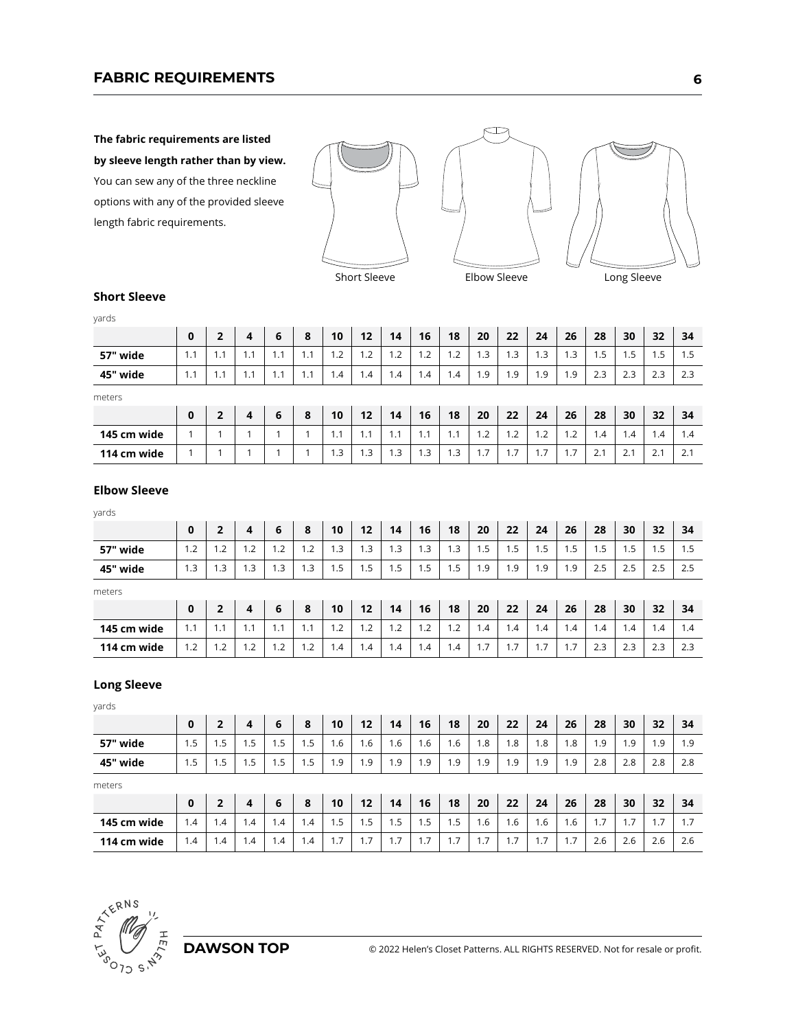# FABRIC REQUIREMENTS

**The fabric requirements are listed by sleeve length rather than by view.** You can sew any of the three neckline options with any of the provided sleeve length fabric requirements.

Short Sleeve

Elbow Sleeve

Long Sleeve

### Short Sleeve

yards

| | 0 | 2 | 4 | 6 | 8 | 10 | 12 | 14 | 16 | 18 | 20 | 22 | 24 | 26 | 28 | 30 | 32 | 34 |
|---|---|---|---|---|---|---|---|---|---|---|---|---|---|---|---|---|---|---|
| **57" wide** | 1.1 | 1.1 | 1.1 | 1.1 | 1.1 | 1.2 | 1.2 | 1.2 | 1.2 | 1.2 | 1.3 | 1.3 | 1.3 | 1.3 | 1.5 | 1.5 | 1.5 | 1.5 |
| **45" wide** | 1.1 | 1.1 | 1.1 | 1.1 | 1.1 | 1.4 | 1.4 | 1.4 | 1.4 | 1.4 | 1.9 | 1.9 | 1.9 | 1.9 | 2.3 | 2.3 | 2.3 | 2.3 |

meters

| | 0 | 2 | 4 | 6 | 8 | 10 | 12 | 14 | 16 | 18 | 20 | 22 | 24 | 26 | 28 | 30 | 32 | 34 |
|---|---|---|---|---|---|---|---|---|---|---|---|---|---|---|---|---|---|---|
| **145 cm wide** | 1 | 1 | 1 | 1 | 1 | 1.1 | 1.1 | 1.1 | 1.1 | 1.1 | 1.2 | 1.2 | 1.2 | 1.2 | 1.4 | 1.4 | 1.4 | 1.4 |
| **114 cm wide** | 1 | 1 | 1 | 1 | 1 | 1.3 | 1.3 | 1.3 | 1.3 | 1.3 | 1.7 | 1.7 | 1.7 | 1.7 | 2.1 | 2.1 | 2.1 | 2.1 |

### Elbow Sleeve

yards

| | 0 | 2 | 4 | 6 | 8 | 10 | 12 | 14 | 16 | 18 | 20 | 22 | 24 | 26 | 28 | 30 | 32 | 34 |
|---|---|---|---|---|---|---|---|---|---|---|---|---|---|---|---|---|---|---|
| **57" wide** | 1.2 | 1.2 | 1.2 | 1.2 | 1.2 | 1.3 | 1.3 | 1.3 | 1.3 | 1.3 | 1.5 | 1.5 | 1.5 | 1.5 | 1.5 | 1.5 | 1.5 | 1.5 |
| **45" wide** | 1.3 | 1.3 | 1.3 | 1.3 | 1.3 | 1.5 | 1.5 | 1.5 | 1.5 | 1.5 | 1.9 | 1.9 | 1.9 | 1.9 | 2.5 | 2.5 | 2.5 | 2.5 |

meters

| | 0 | 2 | 4 | 6 | 8 | 10 | 12 | 14 | 16 | 18 | 20 | 22 | 24 | 26 | 28 | 30 | 32 | 34 |
|---|---|---|---|---|---|---|---|---|---|---|---|---|---|---|---|---|---|---|
| **145 cm wide** | 1.1 | 1.1 | 1.1 | 1.1 | 1.1 | 1.2 | 1.2 | 1.2 | 1.2 | 1.2 | 1.4 | 1.4 | 1.4 | 1.4 | 1.4 | 1.4 | 1.4 | 1.4 |
| **114 cm wide** | 1.2 | 1.2 | 1.2 | 1.2 | 1.2 | 1.4 | 1.4 | 1.4 | 1.4 | 1.4 | 1.7 | 1.7 | 1.7 | 1.7 | 2.3 | 2.3 | 2.3 | 2.3 |

### Long Sleeve

yards

| | 0 | 2 | 4 | 6 | 8 | 10 | 12 | 14 | 16 | 18 | 20 | 22 | 24 | 26 | 28 | 30 | 32 | 34 |
|---|---|---|---|---|---|---|---|---|---|---|---|---|---|---|---|---|---|---|
| **57" wide** | 1.5 | 1.5 | 1.5 | 1.5 | 1.5 | 1.6 | 1.6 | 1.6 | 1.6 | 1.6 | 1.8 | 1.8 | 1.8 | 1.8 | 1.9 | 1.9 | 1.9 | 1.9 |
| **45" wide** | 1.5 | 1.5 | 1.5 | 1.5 | 1.5 | 1.9 | 1.9 | 1.9 | 1.9 | 1.9 | 1.9 | 1.9 | 1.9 | 1.9 | 2.8 | 2.8 | 2.8 | 2.8 |

meters

| | 0 | 2 | 4 | 6 | 8 | 10 | 12 | 14 | 16 | 18 | 20 | 22 | 24 | 26 | 28 | 30 | 32 | 34 |
|---|---|---|---|---|---|---|---|---|---|---|---|---|---|---|---|---|---|---|
| **145 cm wide** | 1.4 | 1.4 | 1.4 | 1.4 | 1.4 | 1.5 | 1.5 | 1.5 | 1.5 | 1.5 | 1.6 | 1.6 | 1.6 | 1.6 | 1.7 | 1.7 | 1.7 | 1.7 |
| **114 cm wide** | 1.4 | 1.4 | 1.4 | 1.4 | 1.4 | 1.7 | 1.7 | 1.7 | 1.7 | 1.7 | 1.7 | 1.7 | 1.7 | 1.7 | 2.6 | 2.6 | 2.6 | 2.6 |